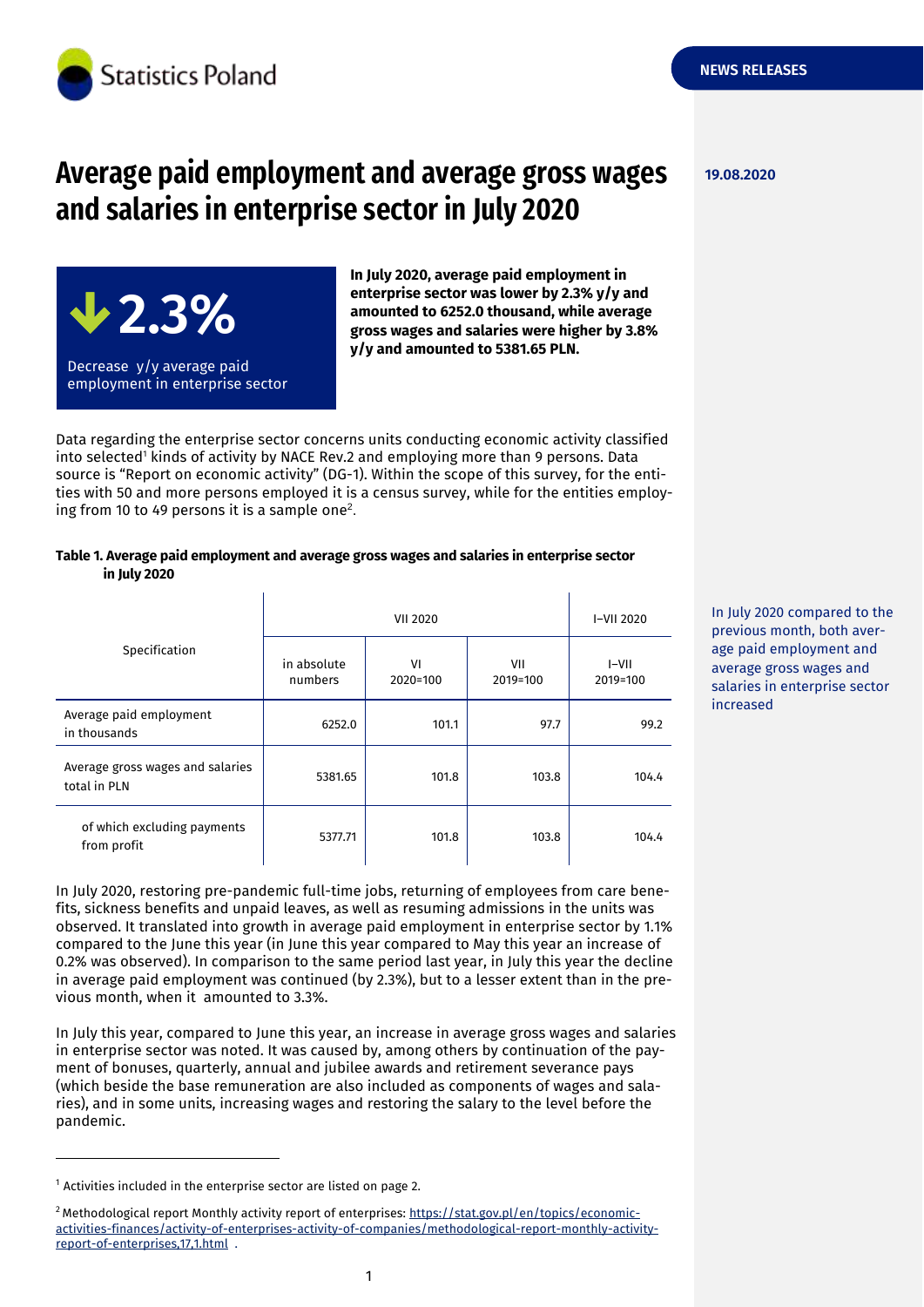Statistics Poland

NEWS RELEASES

19.08.2020

# Average paid employment and average gross wages and salaries in enterprise sector in July 2020

**↓2.3%**

Decrease y/y average paid employment in enterprise sector

**In July 2020, average paid employment in enterprise sector was lower by 2.3% y/y and amounted to 6252.0 thousand, while average gross wages and salaries were higher by 3.8% y/y and amounted to 5381.65 PLN.**

Data regarding the enterprise sector concerns units conducting economic activity classified into selected[1] kinds of activity by NACE Rev.2 and employing more than 9 persons. Data source is "Report on economic activity" (DG-1). Within the scope of this survey, for the entities with 50 and more persons employed it is a census survey, while for the entities employing from 10 to 49 persons it is a sample one[2].

**Table 1. Average paid employment and average gross wages and salaries in enterprise sector in July 2020**

| Specification | VII 2020 | | | I–VII 2020 |
|---|---|---|---|---|
| | in absolute numbers | VI 2020=100 | VII 2019=100 | I–VII 2019=100 |
| Average paid employment in thousands | 6252.0 | 101.1 | 97.7 | 99.2 |
| Average gross wages and salaries total in PLN | 5381.65 | 101.8 | 103.8 | 104.4 |
| of which excluding payments from profit | 5377.71 | 101.8 | 103.8 | 104.4 |

In July 2020 compared to the previous month, both average paid employment and average gross wages and salaries in enterprise sector increased

In July 2020, restoring pre-pandemic full-time jobs, returning of employees from care benefits, sickness benefits and unpaid leaves, as well as resuming admissions in the units was observed. It translated into growth in average paid employment in enterprise sector by 1.1% compared to the June this year (in June this year compared to May this year an increase of 0.2% was observed). In comparison to the same period last year, in July this year the decline in average paid employment was continued (by 2.3%), but to a lesser extent than in the previous month, when it amounted to 3.3%.

In July this year, compared to June this year, an increase in average gross wages and salaries in enterprise sector was noted. It was caused by, among others by continuation of the payment of bonuses, quarterly, annual and jubilee awards and retirement severance pays (which beside the base remuneration are also included as components of wages and salaries), and in some units, increasing wages and restoring the salary to the level before the pandemic.

[1] Activities included in the enterprise sector are listed on page 2.

[2] Methodological report Monthly activity report of enterprises: https://stat.gov.pl/en/topics/economic-activities-finances/activity-of-enterprises-activity-of-companies/methodological-report-monthly-activity-report-of-enterprises,17,1.html .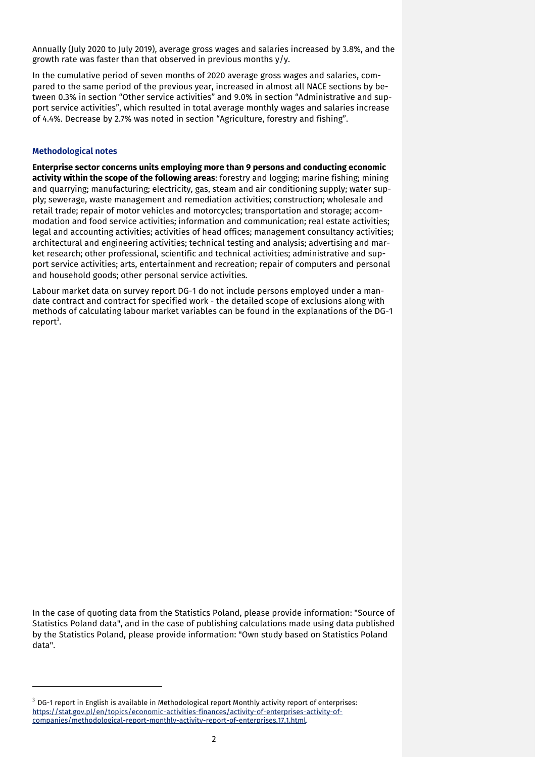Annually (July 2020 to July 2019), average gross wages and salaries increased by 3.8%, and the growth rate was faster than that observed in previous months y/y.

In the cumulative period of seven months of 2020 average gross wages and salaries, compared to the same period of the previous year, increased in almost all NACE sections by between 0.3% in section "Other service activities" and 9.0% in section "Administrative and support service activities", which resulted in total average monthly wages and salaries increase of 4.4%. Decrease by 2.7% was noted in section "Agriculture, forestry and fishing".

### Methodological notes

**Enterprise sector concerns units employing more than 9 persons and conducting economic activity within the scope of the following areas**: forestry and logging; marine fishing; mining and quarrying; manufacturing; electricity, gas, steam and air conditioning supply; water supply; sewerage, waste management and remediation activities; construction; wholesale and retail trade; repair of motor vehicles and motorcycles; transportation and storage; accommodation and food service activities; information and communication; real estate activities; legal and accounting activities; activities of head offices; management consultancy activities; architectural and engineering activities; technical testing and analysis; advertising and market research; other professional, scientific and technical activities; administrative and support service activities; arts, entertainment and recreation; repair of computers and personal and household goods; other personal service activities.

Labour market data on survey report DG-1 do not include persons employed under a mandate contract and contract for specified work - the detailed scope of exclusions along with methods of calculating labour market variables can be found in the explanations of the DG-1 report[3].

In the case of quoting data from the Statistics Poland, please provide information: "Source of Statistics Poland data", and in the case of publishing calculations made using data published by the Statistics Poland, please provide information: "Own study based on Statistics Poland data".

---

[3] DG-1 report in English is available in Methodological report Monthly activity report of enterprises: https://stat.gov.pl/en/topics/economic-activities-finances/activity-of-enterprises-activity-of-companies/methodological-report-monthly-activity-report-of-enterprises,17,1.html.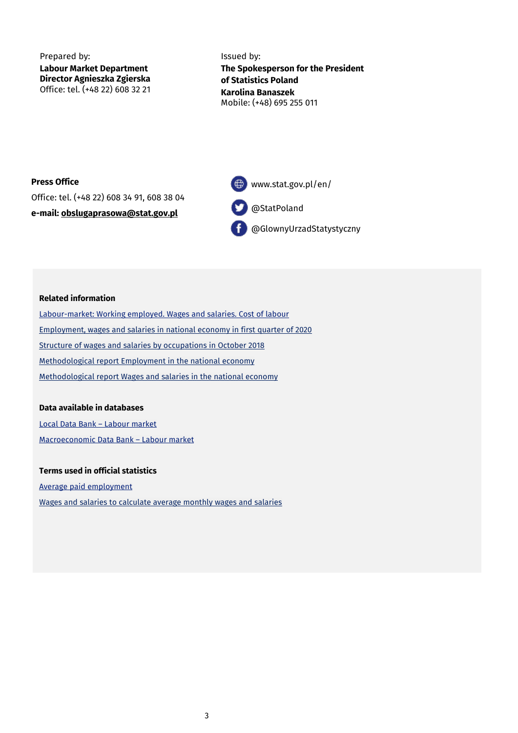Prepared by:
**Labour Market Department**
**Director Agnieszka Zgierska**
Office: tel. (+48 22) 608 32 21

Issued by:
**The Spokesperson for the President of Statistics Poland**
**Karolina Banaszek**
Mobile: (+48) 695 255 011

**Press Office**
Office: tel. (+48 22) 608 34 91, 608 38 04
**e-mail: obslugaprasowa@stat.gov.pl**

www.stat.gov.pl/en/
@StatPoland
@GlownyUrzadStatystyczny

**Related information**

Labour-market: Working employed. Wages and salaries. Cost of labour

Employment, wages and salaries in national economy in first quarter of 2020

Structure of wages and salaries by occupations in October 2018

Methodological report Employment in the national economy

Methodological report Wages and salaries in the national economy

**Data available in databases**

Local Data Bank – Labour market

Macroeconomic Data Bank – Labour market

**Terms used in official statistics**

Average paid employment

Wages and salaries to calculate average monthly wages and salaries